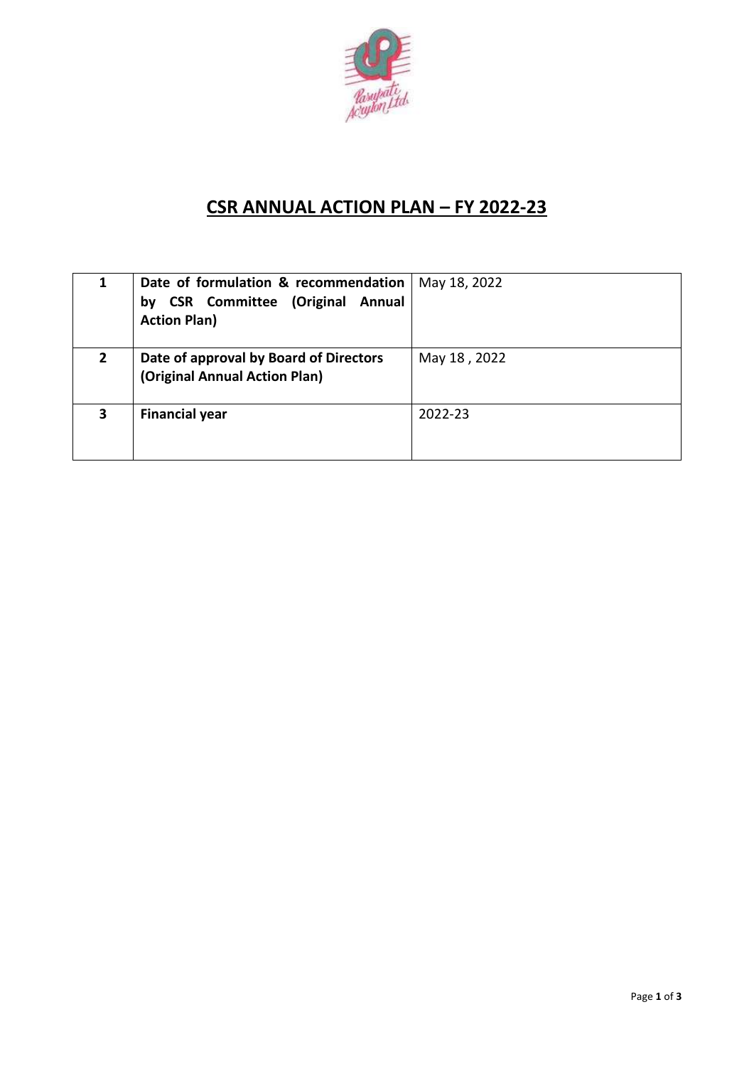# CSR ANNUAL ACTION PLAN – FY 2022-23

| | | |
|---|---|---|
| **1** | **Date of formulation & recommendation by CSR Committee (Original Annual Action Plan)** | May 18, 2022 |
| **2** | **Date of approval by Board of Directors (Original Annual Action Plan)** | May 18 , 2022 |
| **3** | **Financial year** | 2022-23 |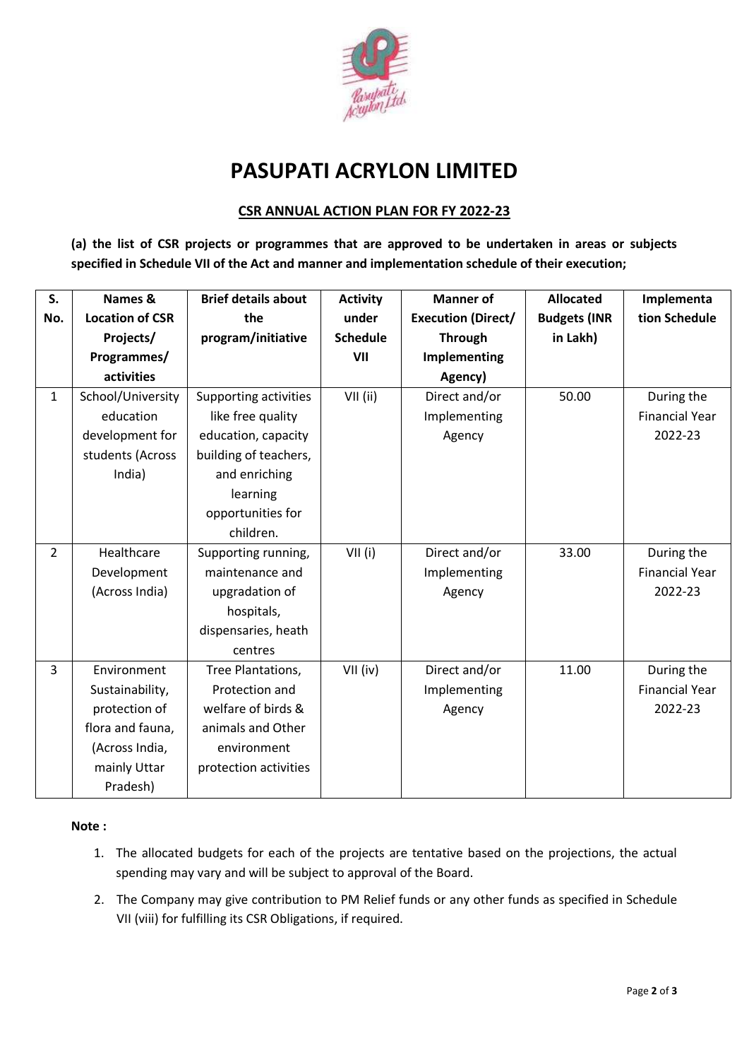# PASUPATI ACRYLON LIMITED

## CSR ANNUAL ACTION PLAN FOR FY 2022-23

**(a) the list of CSR projects or programmes that are approved to be undertaken in areas or subjects specified in Schedule VII of the Act and manner and implementation schedule of their execution;**

| S. No. | Names & Location of CSR Projects/ Programmes/ activities | Brief details about the program/initiative | Activity under Schedule VII | Manner of Execution (Direct/ Through Implementing Agency) | Allocated Budgets (INR in Lakh) | Implementation Schedule |
|---|---|---|---|---|---|---|
| 1 | School/University education development for students (Across India) | Supporting activities like free quality education, capacity building of teachers, and enriching learning opportunities for children. | VII (ii) | Direct and/or Implementing Agency | 50.00 | During the Financial Year 2022-23 |
| 2 | Healthcare Development (Across India) | Supporting running, maintenance and upgradation of hospitals, dispensaries, heath centres | VII (i) | Direct and/or Implementing Agency | 33.00 | During the Financial Year 2022-23 |
| 3 | Environment Sustainability, protection of flora and fauna, (Across India, mainly Uttar Pradesh) | Tree Plantations, Protection and welfare of birds & animals and Other environment protection activities | VII (iv) | Direct and/or Implementing Agency | 11.00 | During the Financial Year 2022-23 |

**Note :**

1. The allocated budgets for each of the projects are tentative based on the projections, the actual spending may vary and will be subject to approval of the Board.
2. The Company may give contribution to PM Relief funds or any other funds as specified in Schedule VII (viii) for fulfilling its CSR Obligations, if required.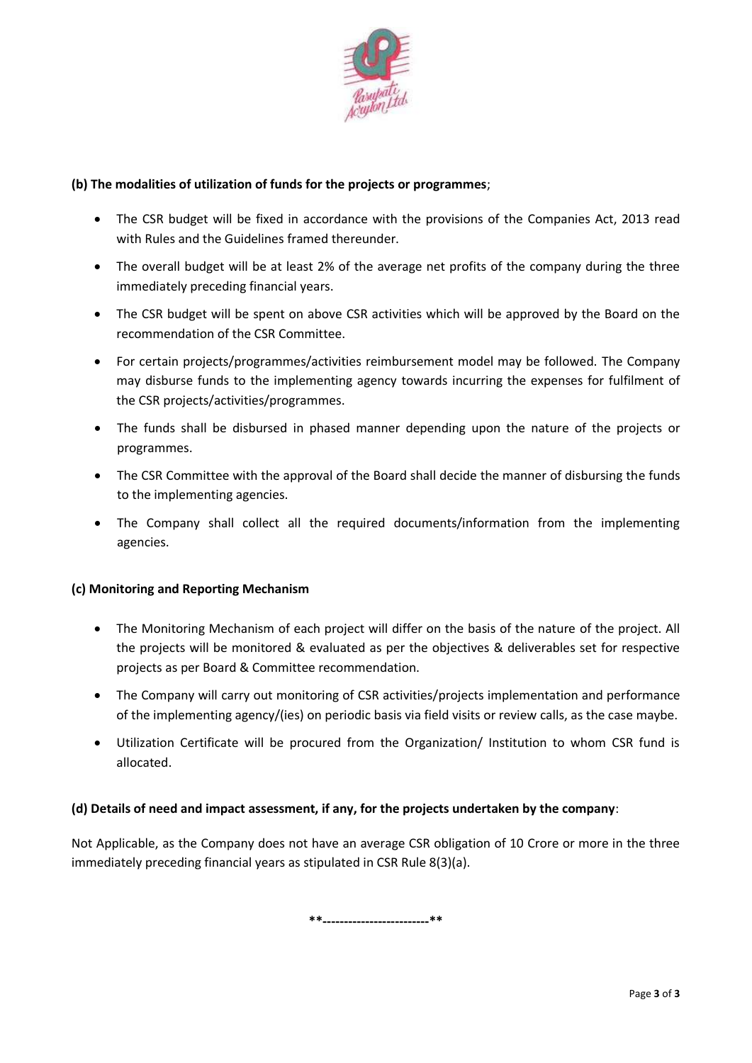**(b) The modalities of utilization of funds for the projects or programmes**;

- The CSR budget will be fixed in accordance with the provisions of the Companies Act, 2013 read with Rules and the Guidelines framed thereunder.
- The overall budget will be at least 2% of the average net profits of the company during the three immediately preceding financial years.
- The CSR budget will be spent on above CSR activities which will be approved by the Board on the recommendation of the CSR Committee.
- For certain projects/programmes/activities reimbursement model may be followed. The Company may disburse funds to the implementing agency towards incurring the expenses for fulfilment of the CSR projects/activities/programmes.
- The funds shall be disbursed in phased manner depending upon the nature of the projects or programmes.
- The CSR Committee with the approval of the Board shall decide the manner of disbursing the funds to the implementing agencies.
- The Company shall collect all the required documents/information from the implementing agencies.

**(c) Monitoring and Reporting Mechanism**

- The Monitoring Mechanism of each project will differ on the basis of the nature of the project. All the projects will be monitored & evaluated as per the objectives & deliverables set for respective projects as per Board & Committee recommendation.
- The Company will carry out monitoring of CSR activities/projects implementation and performance of the implementing agency/(ies) on periodic basis via field visits or review calls, as the case maybe.
- Utilization Certificate will be procured from the Organization/ Institution to whom CSR fund is allocated.

**(d) Details of need and impact assessment, if any, for the projects undertaken by the company**:

Not Applicable, as the Company does not have an average CSR obligation of 10 Crore or more in the three immediately preceding financial years as stipulated in CSR Rule 8(3)(a).

**-------------------------**